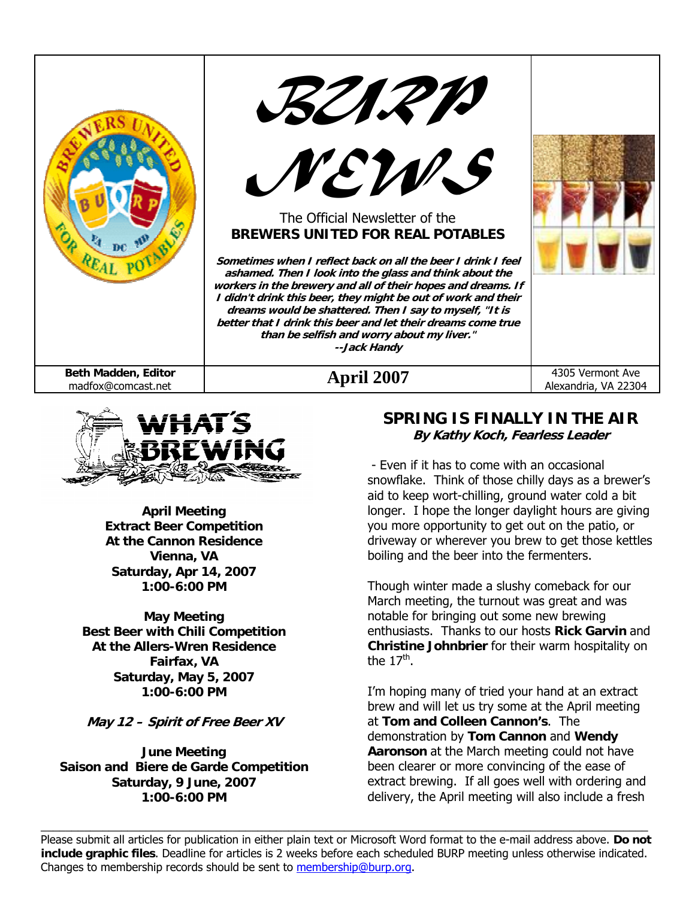# BURP NEWS

The Official Newsletter of the
**BREWERS UNITED FOR REAL POTABLES**

***Sometimes when I reflect back on all the beer I drink I feel ashamed. Then I look into the glass and think about the workers in the brewery and all of their hopes and dreams. If I didn't drink this beer, they might be out of work and their dreams would be shattered. Then I say to myself, "It is better that I drink this beer and let their dreams come true than be selfish and worry about my liver."***
***--Jack Handy***

**Beth Madden, Editor**
madfox@comcast.net

**April 2007**

4305 Vermont Ave
Alexandria, VA 22304

## WHAT'S BREWING

**April Meeting**
**Extract Beer Competition**
**At the Cannon Residence**
**Vienna, VA**
**Saturday, Apr 14, 2007**
**1:00-6:00 PM**

**May Meeting**
**Best Beer with Chili Competition**
**At the Allers-Wren Residence**
**Fairfax, VA**
**Saturday, May 5, 2007**
**1:00-6:00 PM**

***May 12 – Spirit of Free Beer XV***

**June Meeting**
**Saison and Biere de Garde Competition**
**Saturday, 9 June, 2007**
**1:00-6:00 PM**

## SPRING IS FINALLY IN THE AIR
***By Kathy Koch, Fearless Leader***

- Even if it has to come with an occasional snowflake. Think of those chilly days as a brewer's aid to keep wort-chilling, ground water cold a bit longer. I hope the longer daylight hours are giving you more opportunity to get out on the patio, or driveway or wherever you brew to get those kettles boiling and the beer into the fermenters.

Though winter made a slushy comeback for our March meeting, the turnout was great and was notable for bringing out some new brewing enthusiasts. Thanks to our hosts **Rick Garvin** and **Christine Johnbrier** for their warm hospitality on the 17th.

I'm hoping many of tried your hand at an extract brew and will let us try some at the April meeting at **Tom and Colleen Cannon's**. The demonstration by **Tom Cannon** and **Wendy Aaronson** at the March meeting could not have been clearer or more convincing of the ease of extract brewing. If all goes well with ordering and delivery, the April meeting will also include a fresh

---

Please submit all articles for publication in either plain text or Microsoft Word format to the e-mail address above. **Do not include graphic files**. Deadline for articles is 2 weeks before each scheduled BURP meeting unless otherwise indicated. Changes to membership records should be sent to membership@burp.org.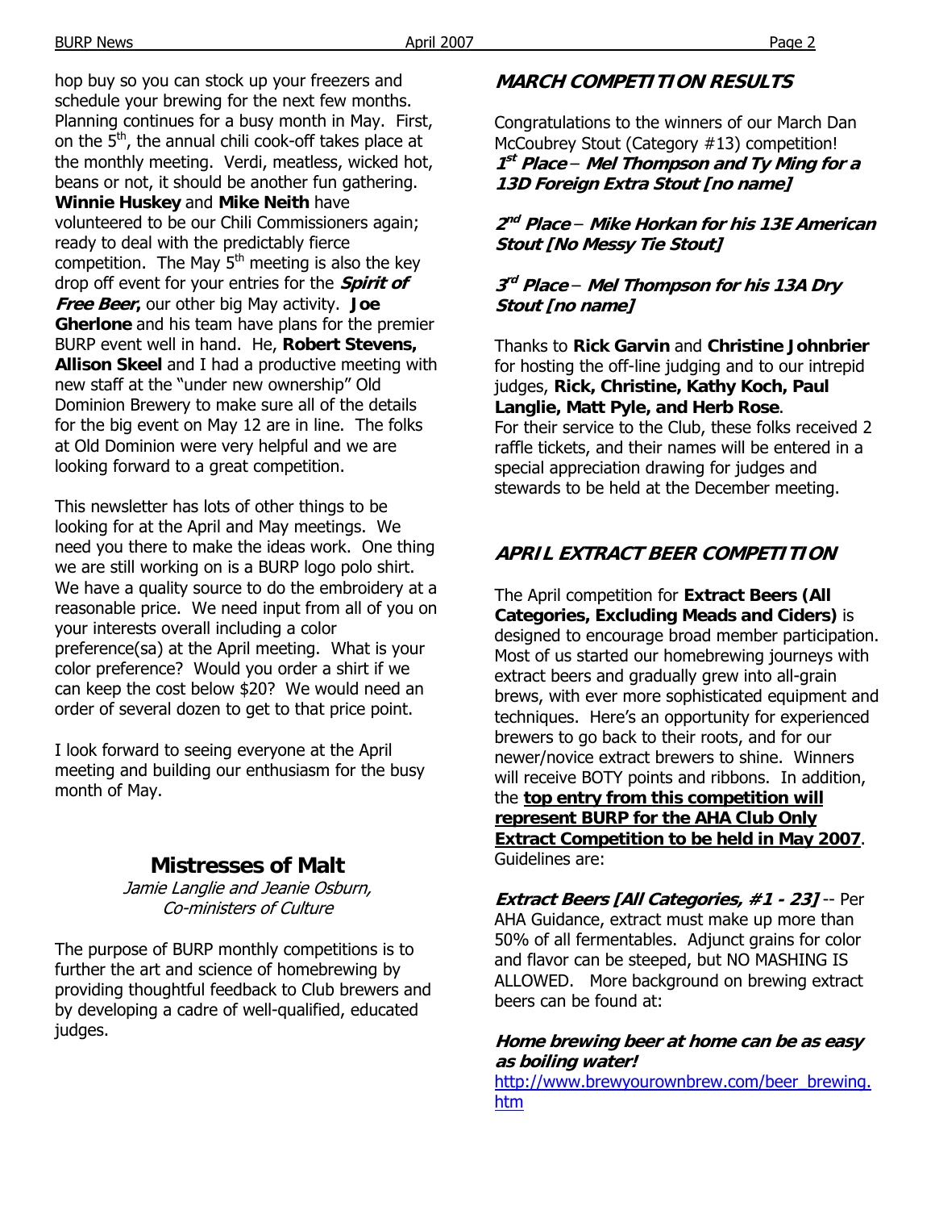hop buy so you can stock up your freezers and schedule your brewing for the next few months. Planning continues for a busy month in May. First, on the 5th, the annual chili cook-off takes place at the monthly meeting. Verdi, meatless, wicked hot, beans or not, it should be another fun gathering. **Winnie Huskey** and **Mike Neith** have volunteered to be our Chili Commissioners again; ready to deal with the predictably fierce competition. The May 5th meeting is also the key drop off event for your entries for the ***Spirit of Free Beer*,** our other big May activity. **Joe Gherlone** and his team have plans for the premier BURP event well in hand. He, **Robert Stevens, Allison Skeel** and I had a productive meeting with new staff at the "under new ownership" Old Dominion Brewery to make sure all of the details for the big event on May 12 are in line. The folks at Old Dominion were very helpful and we are looking forward to a great competition.

This newsletter has lots of other things to be looking for at the April and May meetings. We need you there to make the ideas work. One thing we are still working on is a BURP logo polo shirt. We have a quality source to do the embroidery at a reasonable price. We need input from all of you on your interests overall including a color preference(sa) at the April meeting. What is your color preference? Would you order a shirt if we can keep the cost below $20? We would need an order of several dozen to get to that price point.

I look forward to seeing everyone at the April meeting and building our enthusiasm for the busy month of May.

## Mistresses of Malt

*Jamie Langlie and Jeanie Osburn, Co-ministers of Culture*

The purpose of BURP monthly competitions is to further the art and science of homebrewing by providing thoughtful feedback to Club brewers and by developing a cadre of well-qualified, educated judges.

## *MARCH COMPETITION RESULTS*

Congratulations to the winners of our March Dan McCoubrey Stout (Category #13) competition!

***1st Place – Mel Thompson and Ty Ming for a 13D Foreign Extra Stout [no name]***

***2nd Place – Mike Horkan for his 13E American Stout [No Messy Tie Stout]***

***3rd Place – Mel Thompson for his 13A Dry Stout [no name]***

Thanks to **Rick Garvin** and **Christine Johnbrier** for hosting the off-line judging and to our intrepid judges, **Rick, Christine, Kathy Koch, Paul Langlie, Matt Pyle, and Herb Rose**.
For their service to the Club, these folks received 2 raffle tickets, and their names will be entered in a special appreciation drawing for judges and stewards to be held at the December meeting.

## *APRIL EXTRACT BEER COMPETITION*

The April competition for **Extract Beers (All Categories, Excluding Meads and Ciders)** is designed to encourage broad member participation. Most of us started our homebrewing journeys with extract beers and gradually grew into all-grain brews, with ever more sophisticated equipment and techniques. Here's an opportunity for experienced brewers to go back to their roots, and for our newer/novice extract brewers to shine. Winners will receive BOTY points and ribbons. In addition, the **top entry from this competition will represent BURP for the AHA Club Only Extract Competition to be held in May 2007**. Guidelines are:

***Extract Beers [All Categories, #1 - 23]*** -- Per AHA Guidance, extract must make up more than 50% of all fermentables. Adjunct grains for color and flavor can be steeped, but NO MASHING IS ALLOWED. More background on brewing extract beers can be found at:

***Home brewing beer at home can be as easy as boiling water!***
http://www.brewyourownbrew.com/beer_brewing.htm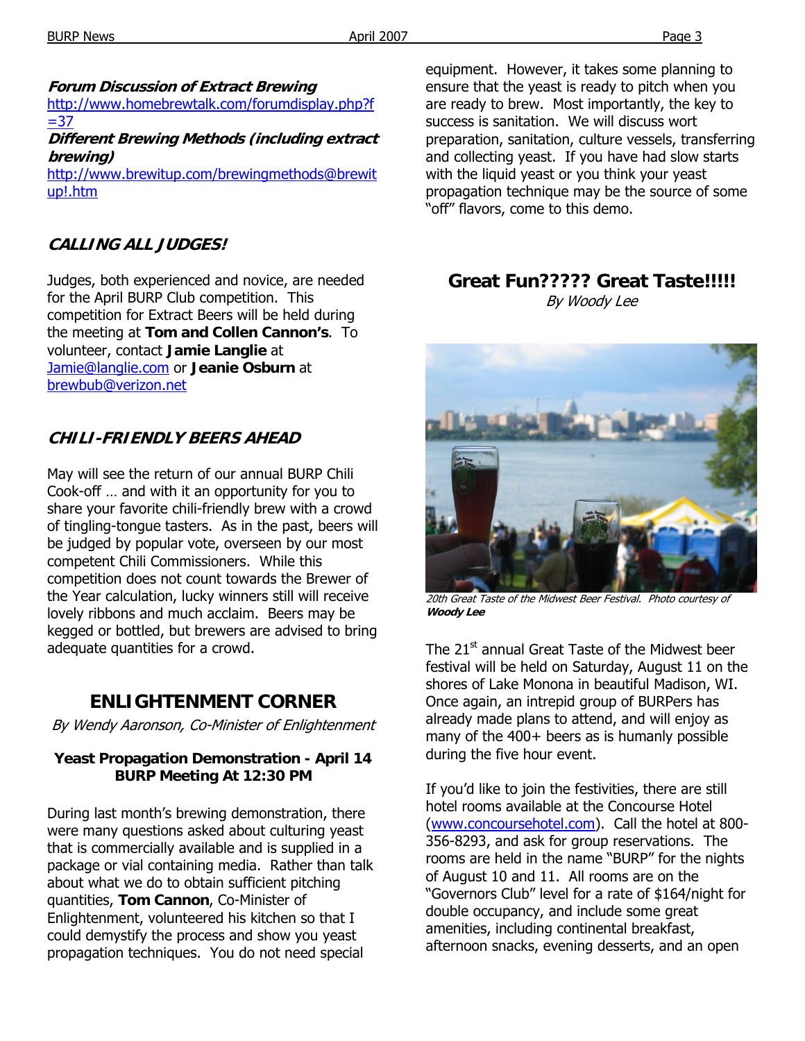***Forum Discussion of Extract Brewing***
http://www.homebrewtalk.com/forumdisplay.php?f=37

***Different Brewing Methods (including extract brewing)***
http://www.brewitup.com/brewingmethods@brewitup!.htm

## ***CALLING ALL JUDGES!***

Judges, both experienced and novice, are needed for the April BURP Club competition. This competition for Extract Beers will be held during the meeting at **Tom and Collen Cannon's**. To volunteer, contact **Jamie Langlie** at Jamie@langlie.com or **Jeanie Osburn** at brewbub@verizon.net

## ***CHILI-FRIENDLY BEERS AHEAD***

May will see the return of our annual BURP Chili Cook-off … and with it an opportunity for you to share your favorite chili-friendly brew with a crowd of tingling-tongue tasters. As in the past, beers will be judged by popular vote, overseen by our most competent Chili Commissioners. While this competition does not count towards the Brewer of the Year calculation, lucky winners still will receive lovely ribbons and much acclaim. Beers may be kegged or bottled, but brewers are advised to bring adequate quantities for a crowd.

## ENLIGHTENMENT CORNER

*By Wendy Aaronson, Co-Minister of Enlightenment*

**Yeast Propagation Demonstration - April 14 BURP Meeting At 12:30 PM**

During last month's brewing demonstration, there were many questions asked about culturing yeast that is commercially available and is supplied in a package or vial containing media. Rather than talk about what we do to obtain sufficient pitching quantities, **Tom Cannon**, Co-Minister of Enlightenment, volunteered his kitchen so that I could demystify the process and show you yeast propagation techniques. You do not need special equipment. However, it takes some planning to ensure that the yeast is ready to pitch when you are ready to brew. Most importantly, the key to success is sanitation. We will discuss wort preparation, sanitation, culture vessels, transferring and collecting yeast. If you have had slow starts with the liquid yeast or you think your yeast propagation technique may be the source of some "off" flavors, come to this demo.

## Great Fun????? Great Taste!!!!!

*By Woody Lee*

*20th Great Taste of the Midwest Beer Festival. Photo courtesy of* ***Woody Lee***

The 21st annual Great Taste of the Midwest beer festival will be held on Saturday, August 11 on the shores of Lake Monona in beautiful Madison, WI. Once again, an intrepid group of BURPers has already made plans to attend, and will enjoy as many of the 400+ beers as is humanly possible during the five hour event.

If you'd like to join the festivities, there are still hotel rooms available at the Concourse Hotel (www.concoursehotel.com). Call the hotel at 800-356-8293, and ask for group reservations. The rooms are held in the name "BURP" for the nights of August 10 and 11. All rooms are on the "Governors Club" level for a rate of $164/night for double occupancy, and include some great amenities, including continental breakfast, afternoon snacks, evening desserts, and an open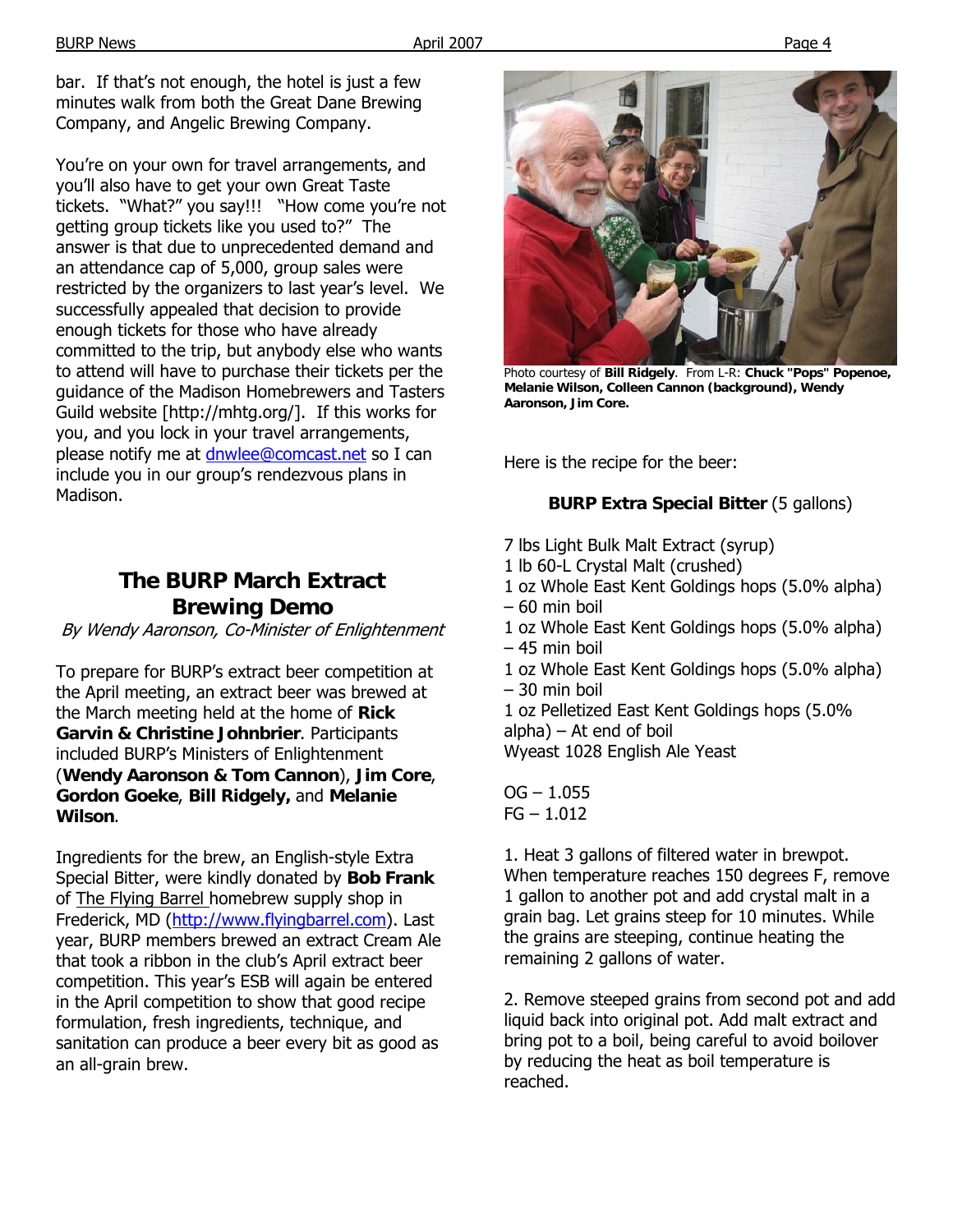bar. If that's not enough, the hotel is just a few minutes walk from both the Great Dane Brewing Company, and Angelic Brewing Company.

You're on your own for travel arrangements, and you'll also have to get your own Great Taste tickets. "What?" you say!!! "How come you're not getting group tickets like you used to?" The answer is that due to unprecedented demand and an attendance cap of 5,000, group sales were restricted by the organizers to last year's level. We successfully appealed that decision to provide enough tickets for those who have already committed to the trip, but anybody else who wants to attend will have to purchase their tickets per the guidance of the Madison Homebrewers and Tasters Guild website [http://mhtg.org/]. If this works for you, and you lock in your travel arrangements, please notify me at dnwlee@comcast.net so I can include you in our group's rendezvous plans in Madison.

## The BURP March Extract Brewing Demo

*By Wendy Aaronson, Co-Minister of Enlightenment*

To prepare for BURP's extract beer competition at the April meeting, an extract beer was brewed at the March meeting held at the home of **Rick Garvin & Christine Johnbrier**. Participants included BURP's Ministers of Enlightenment (**Wendy Aaronson & Tom Cannon**), **Jim Core**, **Gordon Goeke**, **Bill Ridgely,** and **Melanie Wilson**.

Ingredients for the brew, an English-style Extra Special Bitter, were kindly donated by **Bob Frank** of The Flying Barrel homebrew supply shop in Frederick, MD (http://www.flyingbarrel.com). Last year, BURP members brewed an extract Cream Ale that took a ribbon in the club's April extract beer competition. This year's ESB will again be entered in the April competition to show that good recipe formulation, fresh ingredients, technique, and sanitation can produce a beer every bit as good as an all-grain brew.

Photo courtesy of **Bill Ridgely**. From L-R: **Chuck "Pops" Popenoe, Melanie Wilson, Colleen Cannon (background), Wendy Aaronson, Jim Core.**

Here is the recipe for the beer:

**BURP Extra Special Bitter** (5 gallons)

7 lbs Light Bulk Malt Extract (syrup)
1 lb 60-L Crystal Malt (crushed)
1 oz Whole East Kent Goldings hops (5.0% alpha) – 60 min boil
1 oz Whole East Kent Goldings hops (5.0% alpha) – 45 min boil
1 oz Whole East Kent Goldings hops (5.0% alpha) – 30 min boil
1 oz Pelletized East Kent Goldings hops (5.0% alpha) – At end of boil
Wyeast 1028 English Ale Yeast

OG – 1.055
FG – 1.012

1. Heat 3 gallons of filtered water in brewpot. When temperature reaches 150 degrees F, remove 1 gallon to another pot and add crystal malt in a grain bag. Let grains steep for 10 minutes. While the grains are steeping, continue heating the remaining 2 gallons of water.

2. Remove steeped grains from second pot and add liquid back into original pot. Add malt extract and bring pot to a boil, being careful to avoid boilover by reducing the heat as boil temperature is reached.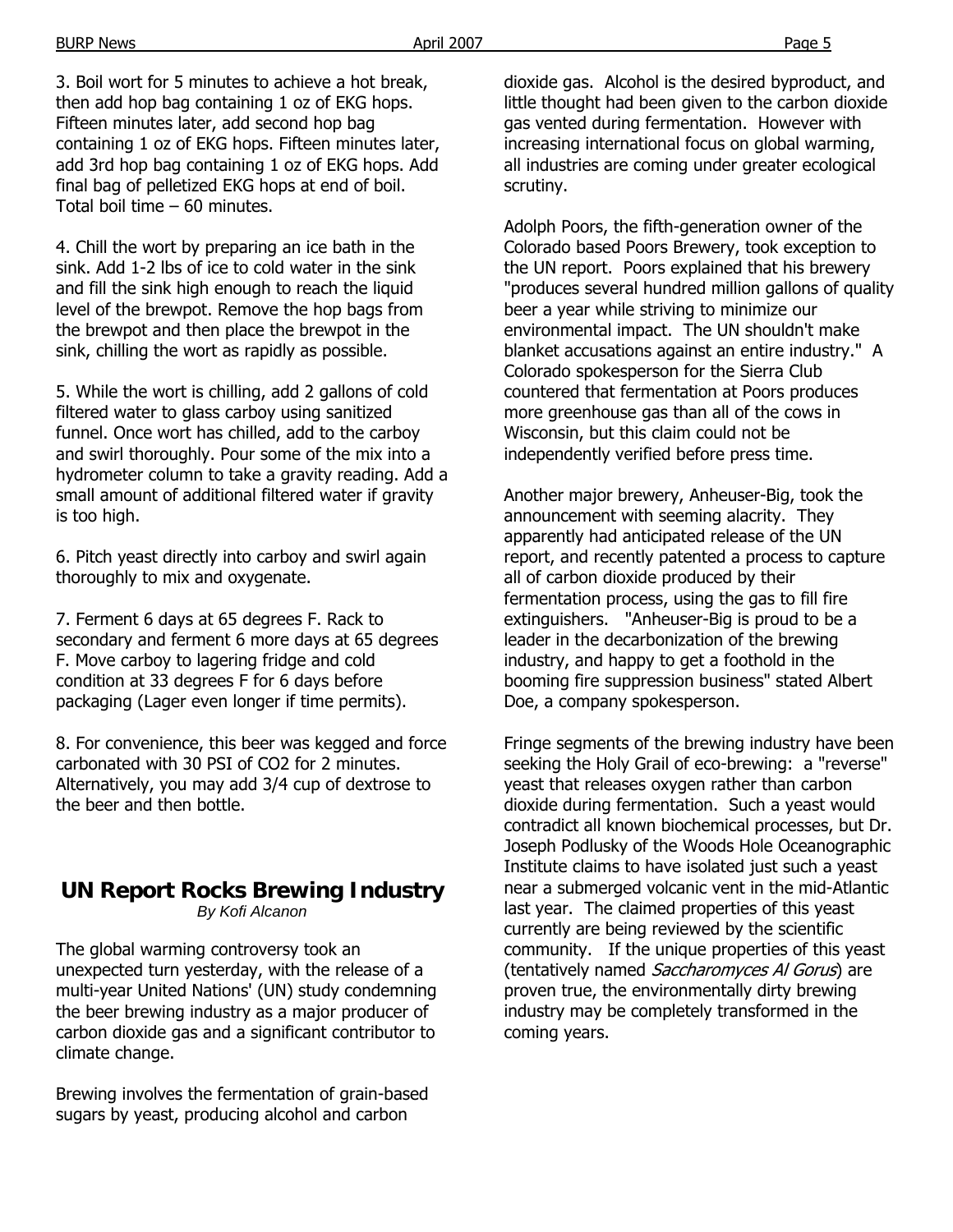3. Boil wort for 5 minutes to achieve a hot break, then add hop bag containing 1 oz of EKG hops. Fifteen minutes later, add second hop bag containing 1 oz of EKG hops. Fifteen minutes later, add 3rd hop bag containing 1 oz of EKG hops. Add final bag of pelletized EKG hops at end of boil. Total boil time – 60 minutes.

4. Chill the wort by preparing an ice bath in the sink. Add 1-2 lbs of ice to cold water in the sink and fill the sink high enough to reach the liquid level of the brewpot. Remove the hop bags from the brewpot and then place the brewpot in the sink, chilling the wort as rapidly as possible.

5. While the wort is chilling, add 2 gallons of cold filtered water to glass carboy using sanitized funnel. Once wort has chilled, add to the carboy and swirl thoroughly. Pour some of the mix into a hydrometer column to take a gravity reading. Add a small amount of additional filtered water if gravity is too high.

6. Pitch yeast directly into carboy and swirl again thoroughly to mix and oxygenate.

7. Ferment 6 days at 65 degrees F. Rack to secondary and ferment 6 more days at 65 degrees F. Move carboy to lagering fridge and cold condition at 33 degrees F for 6 days before packaging (Lager even longer if time permits).

8. For convenience, this beer was kegged and force carbonated with 30 PSI of $CO_2$ for 2 minutes. Alternatively, you may add 3/4 cup of dextrose to the beer and then bottle.

## UN Report Rocks Brewing Industry

*By Kofi Alcanon*

The global warming controversy took an unexpected turn yesterday, with the release of a multi-year United Nations' (UN) study condemning the beer brewing industry as a major producer of carbon dioxide gas and a significant contributor to climate change.

Brewing involves the fermentation of grain-based sugars by yeast, producing alcohol and carbon dioxide gas. Alcohol is the desired byproduct, and little thought had been given to the carbon dioxide gas vented during fermentation. However with increasing international focus on global warming, all industries are coming under greater ecological scrutiny.

Adolph Poors, the fifth-generation owner of the Colorado based Poors Brewery, took exception to the UN report. Poors explained that his brewery "produces several hundred million gallons of quality beer a year while striving to minimize our environmental impact. The UN shouldn't make blanket accusations against an entire industry." A Colorado spokesperson for the Sierra Club countered that fermentation at Poors produces more greenhouse gas than all of the cows in Wisconsin, but this claim could not be independently verified before press time.

Another major brewery, Anheuser-Big, took the announcement with seeming alacrity. They apparently had anticipated release of the UN report, and recently patented a process to capture all of carbon dioxide produced by their fermentation process, using the gas to fill fire extinguishers. "Anheuser-Big is proud to be a leader in the decarbonization of the brewing industry, and happy to get a foothold in the booming fire suppression business" stated Albert Doe, a company spokesperson.

Fringe segments of the brewing industry have been seeking the Holy Grail of eco-brewing: a "reverse" yeast that releases oxygen rather than carbon dioxide during fermentation. Such a yeast would contradict all known biochemical processes, but Dr. Joseph Podlusky of the Woods Hole Oceanographic Institute claims to have isolated just such a yeast near a submerged volcanic vent in the mid-Atlantic last year. The claimed properties of this yeast currently are being reviewed by the scientific community. If the unique properties of this yeast (tentatively named *Saccharomyces Al Gorus*) are proven true, the environmentally dirty brewing industry may be completely transformed in the coming years.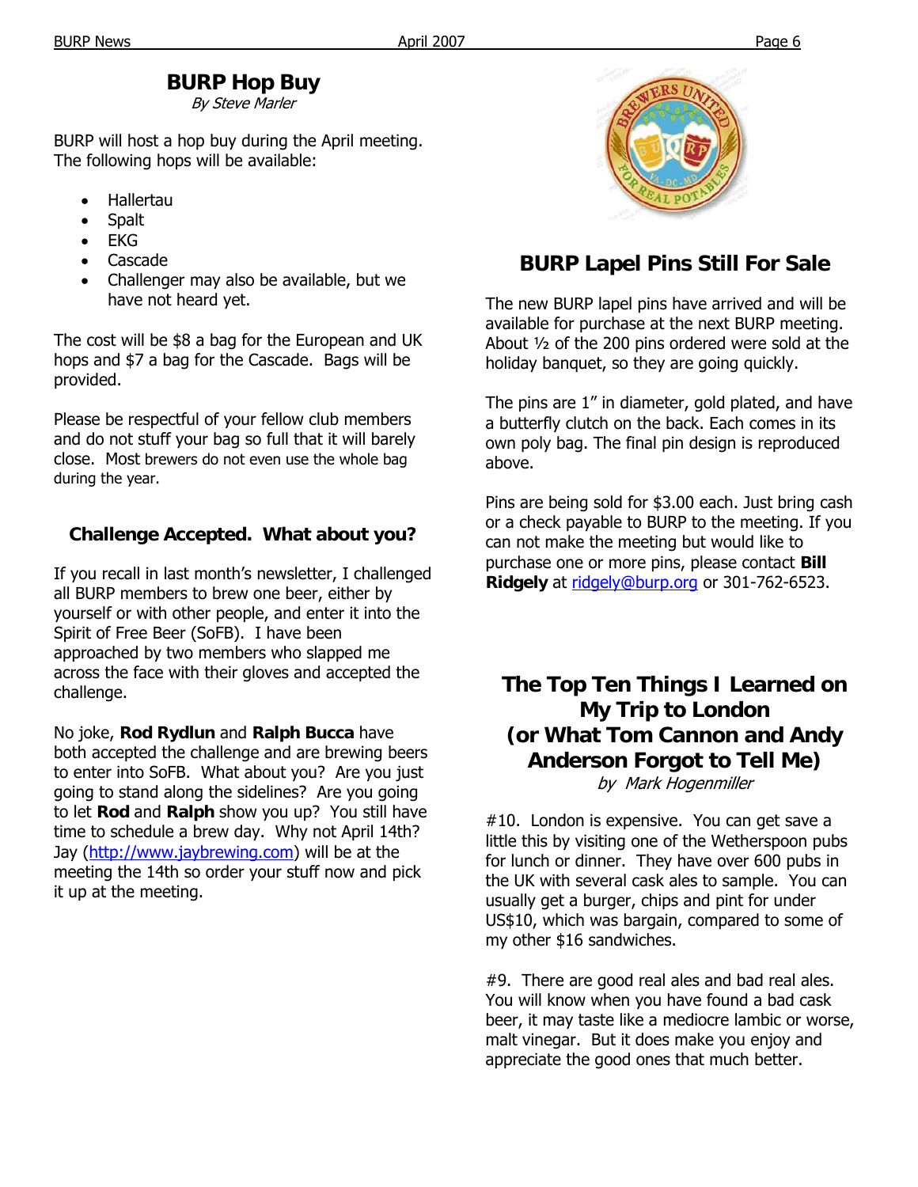## BURP Hop Buy

*By Steve Marler*

BURP will host a hop buy during the April meeting. The following hops will be available:

- Hallertau
- Spalt
- EKG
- Cascade
- Challenger may also be available, but we have not heard yet.

The cost will be $8 a bag for the European and UK hops and $7 a bag for the Cascade. Bags will be provided.

Please be respectful of your fellow club members and do not stuff your bag so full that it will barely close. Most brewers do not even use the whole bag during the year.

## Challenge Accepted. What about you?

If you recall in last month's newsletter, I challenged all BURP members to brew one beer, either by yourself or with other people, and enter it into the Spirit of Free Beer (SoFB). I have been approached by two members who slapped me across the face with their gloves and accepted the challenge.

No joke, **Rod Rydlun** and **Ralph Bucca** have both accepted the challenge and are brewing beers to enter into SoFB. What about you? Are you just going to stand along the sidelines? Are you going to let **Rod** and **Ralph** show you up? You still have time to schedule a brew day. Why not April 14th? Jay (http://www.jaybrewing.com) will be at the meeting the 14th so order your stuff now and pick it up at the meeting.

## BURP Lapel Pins Still For Sale

The new BURP lapel pins have arrived and will be available for purchase at the next BURP meeting. About ½ of the 200 pins ordered were sold at the holiday banquet, so they are going quickly.

The pins are 1" in diameter, gold plated, and have a butterfly clutch on the back. Each comes in its own poly bag. The final pin design is reproduced above.

Pins are being sold for $3.00 each. Just bring cash or a check payable to BURP to the meeting. If you can not make the meeting but would like to purchase one or more pins, please contact **Bill Ridgely** at ridgely@burp.org or 301-762-6523.

## The Top Ten Things I Learned on My Trip to London (or What Tom Cannon and Andy Anderson Forgot to Tell Me)

*by Mark Hogenmiller*

#10. London is expensive. You can get save a little this by visiting one of the Wetherspoon pubs for lunch or dinner. They have over 600 pubs in the UK with several cask ales to sample. You can usually get a burger, chips and pint for under US$10, which was bargain, compared to some of my other $16 sandwiches.

#9. There are good real ales and bad real ales. You will know when you have found a bad cask beer, it may taste like a mediocre lambic or worse, malt vinegar. But it does make you enjoy and appreciate the good ones that much better.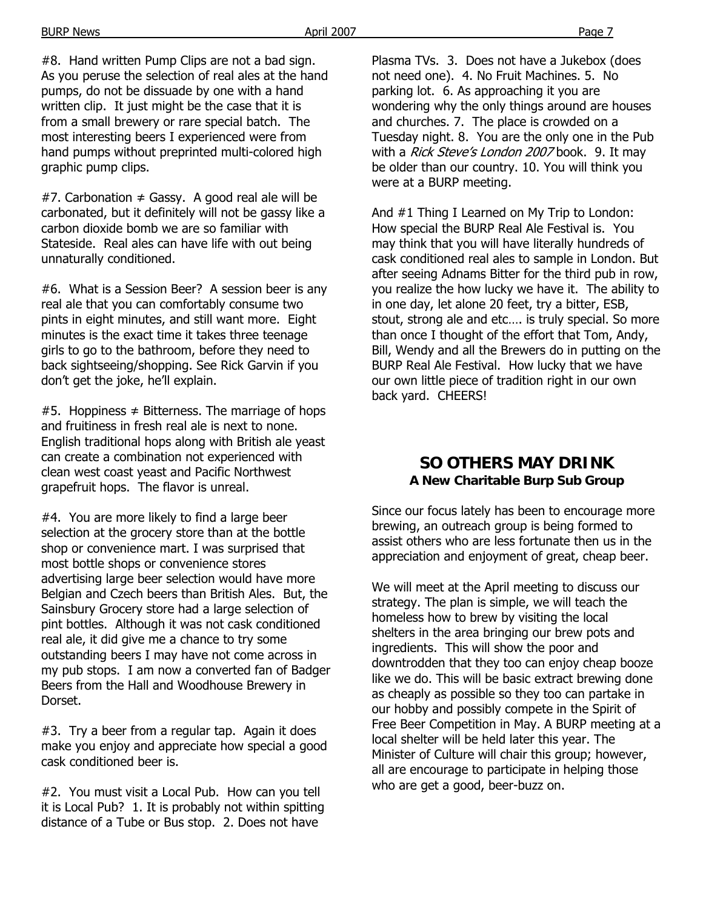#8. Hand written Pump Clips are not a bad sign. As you peruse the selection of real ales at the hand pumps, do not be dissuade by one with a hand written clip. It just might be the case that it is from a small brewery or rare special batch. The most interesting beers I experienced were from hand pumps without preprinted multi-colored high graphic pump clips.

#7. Carbonation ≠ Gassy. A good real ale will be carbonated, but it definitely will not be gassy like a carbon dioxide bomb we are so familiar with Stateside. Real ales can have life with out being unnaturally conditioned.

#6. What is a Session Beer? A session beer is any real ale that you can comfortably consume two pints in eight minutes, and still want more. Eight minutes is the exact time it takes three teenage girls to go to the bathroom, before they need to back sightseeing/shopping. See Rick Garvin if you don't get the joke, he'll explain.

#5. Hoppiness ≠ Bitterness. The marriage of hops and fruitiness in fresh real ale is next to none. English traditional hops along with British ale yeast can create a combination not experienced with clean west coast yeast and Pacific Northwest grapefruit hops. The flavor is unreal.

#4. You are more likely to find a large beer selection at the grocery store than at the bottle shop or convenience mart. I was surprised that most bottle shops or convenience stores advertising large beer selection would have more Belgian and Czech beers than British Ales. But, the Sainsbury Grocery store had a large selection of pint bottles. Although it was not cask conditioned real ale, it did give me a chance to try some outstanding beers I may have not come across in my pub stops. I am now a converted fan of Badger Beers from the Hall and Woodhouse Brewery in Dorset.

#3. Try a beer from a regular tap. Again it does make you enjoy and appreciate how special a good cask conditioned beer is.

#2. You must visit a Local Pub. How can you tell it is Local Pub? 1. It is probably not within spitting distance of a Tube or Bus stop. 2. Does not have Plasma TVs. 3. Does not have a Jukebox (does not need one). 4. No Fruit Machines. 5. No parking lot. 6. As approaching it you are wondering why the only things around are houses and churches. 7. The place is crowded on a Tuesday night. 8. You are the only one in the Pub with a *Rick Steve's London 2007* book. 9. It may be older than our country. 10. You will think you were at a BURP meeting.

And #1 Thing I Learned on My Trip to London: How special the BURP Real Ale Festival is. You may think that you will have literally hundreds of cask conditioned real ales to sample in London. But after seeing Adnams Bitter for the third pub in row, you realize the how lucky we have it. The ability to in one day, let alone 20 feet, try a bitter, ESB, stout, strong ale and etc…. is truly special. So more than once I thought of the effort that Tom, Andy, Bill, Wendy and all the Brewers do in putting on the BURP Real Ale Festival. How lucky that we have our own little piece of tradition right in our own back yard. CHEERS!

## SO OTHERS MAY DRINK

**A New Charitable Burp Sub Group**

Since our focus lately has been to encourage more brewing, an outreach group is being formed to assist others who are less fortunate then us in the appreciation and enjoyment of great, cheap beer.

We will meet at the April meeting to discuss our strategy. The plan is simple, we will teach the homeless how to brew by visiting the local shelters in the area bringing our brew pots and ingredients. This will show the poor and downtrodden that they too can enjoy cheap booze like we do. This will be basic extract brewing done as cheaply as possible so they too can partake in our hobby and possibly compete in the Spirit of Free Beer Competition in May. A BURP meeting at a local shelter will be held later this year. The Minister of Culture will chair this group; however, all are encourage to participate in helping those who are get a good, beer-buzz on.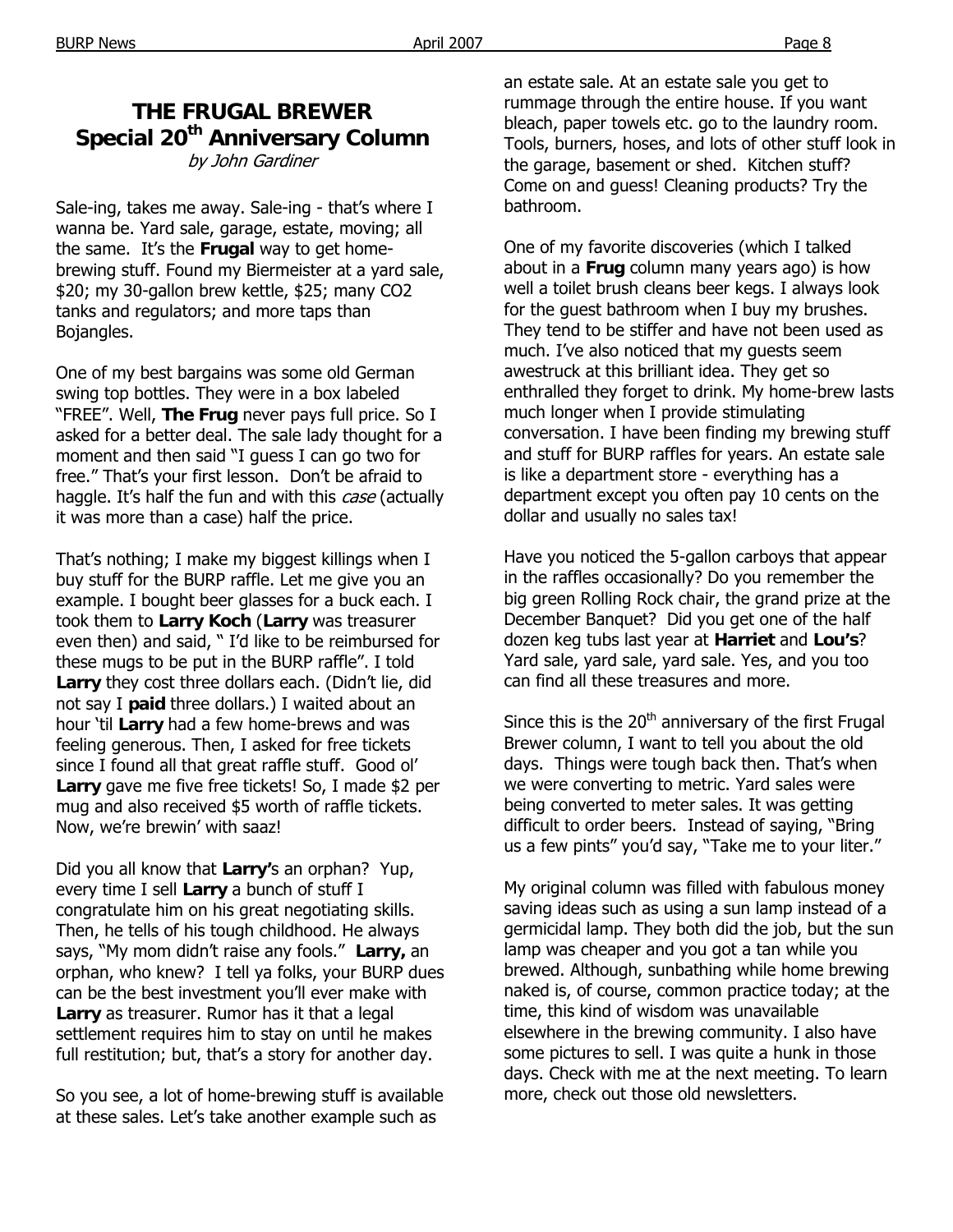# THE FRUGAL BREWER
## Special 20th Anniversary Column

*by John Gardiner*

Sale-ing, takes me away. Sale-ing - that's where I wanna be. Yard sale, garage, estate, moving; all the same. It's the **Frugal** way to get home-brewing stuff. Found my Biermeister at a yard sale, $20; my 30-gallon brew kettle, $25; many CO2 tanks and regulators; and more taps than Bojangles.

One of my best bargains was some old German swing top bottles. They were in a box labeled "FREE". Well, **The Frug** never pays full price. So I asked for a better deal. The sale lady thought for a moment and then said "I guess I can go two for free." That's your first lesson. Don't be afraid to haggle. It's half the fun and with this *case* (actually it was more than a case) half the price.

That's nothing; I make my biggest killings when I buy stuff for the BURP raffle. Let me give you an example. I bought beer glasses for a buck each. I took them to **Larry Koch** (**Larry** was treasurer even then) and said, " I'd like to be reimbursed for these mugs to be put in the BURP raffle". I told **Larry** they cost three dollars each. (Didn't lie, did not say I **paid** three dollars.) I waited about an hour 'til **Larry** had a few home-brews and was feeling generous. Then, I asked for free tickets since I found all that great raffle stuff. Good ol' **Larry** gave me five free tickets! So, I made $2 per mug and also received $5 worth of raffle tickets. Now, we're brewin' with saaz!

Did you all know that **Larry'**s an orphan? Yup, every time I sell **Larry** a bunch of stuff I congratulate him on his great negotiating skills. Then, he tells of his tough childhood. He always says, "My mom didn't raise any fools." **Larry,** an orphan, who knew? I tell ya folks, your BURP dues can be the best investment you'll ever make with **Larry** as treasurer. Rumor has it that a legal settlement requires him to stay on until he makes full restitution; but, that's a story for another day.

So you see, a lot of home-brewing stuff is available at these sales. Let's take another example such as an estate sale. At an estate sale you get to rummage through the entire house. If you want bleach, paper towels etc. go to the laundry room. Tools, burners, hoses, and lots of other stuff look in the garage, basement or shed. Kitchen stuff? Come on and guess! Cleaning products? Try the bathroom.

One of my favorite discoveries (which I talked about in a **Frug** column many years ago) is how well a toilet brush cleans beer kegs. I always look for the guest bathroom when I buy my brushes. They tend to be stiffer and have not been used as much. I've also noticed that my guests seem awestruck at this brilliant idea. They get so enthralled they forget to drink. My home-brew lasts much longer when I provide stimulating conversation. I have been finding my brewing stuff and stuff for BURP raffles for years. An estate sale is like a department store - everything has a department except you often pay 10 cents on the dollar and usually no sales tax!

Have you noticed the 5-gallon carboys that appear in the raffles occasionally? Do you remember the big green Rolling Rock chair, the grand prize at the December Banquet? Did you get one of the half dozen keg tubs last year at **Harriet** and **Lou's**? Yard sale, yard sale, yard sale. Yes, and you too can find all these treasures and more.

Since this is the 20th anniversary of the first Frugal Brewer column, I want to tell you about the old days. Things were tough back then. That's when we were converting to metric. Yard sales were being converted to meter sales. It was getting difficult to order beers. Instead of saying, "Bring us a few pints" you'd say, "Take me to your liter."

My original column was filled with fabulous money saving ideas such as using a sun lamp instead of a germicidal lamp. They both did the job, but the sun lamp was cheaper and you got a tan while you brewed. Although, sunbathing while home brewing naked is, of course, common practice today; at the time, this kind of wisdom was unavailable elsewhere in the brewing community. I also have some pictures to sell. I was quite a hunk in those days. Check with me at the next meeting. To learn more, check out those old newsletters.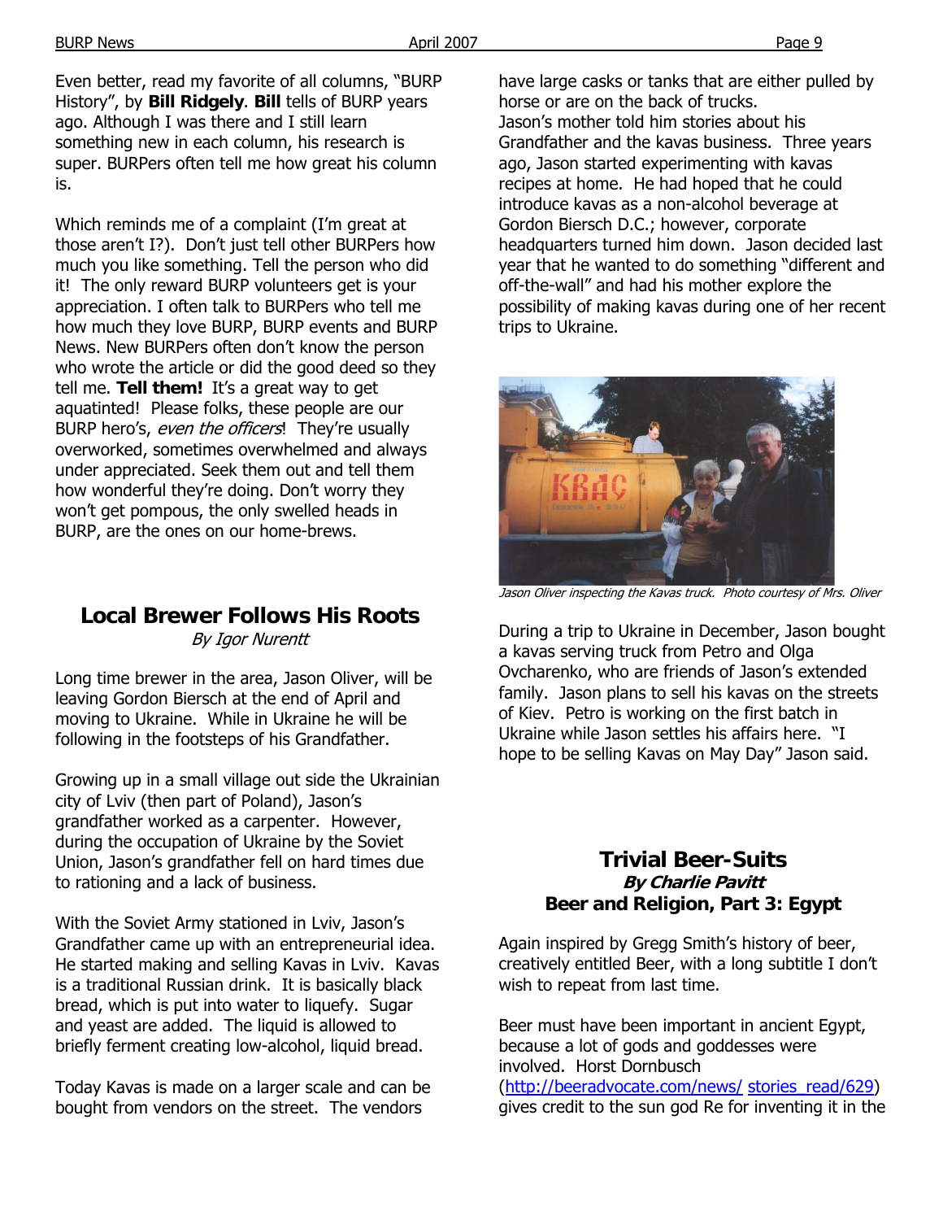Even better, read my favorite of all columns, "BURP History", by **Bill Ridgely**. **Bill** tells of BURP years ago. Although I was there and I still learn something new in each column, his research is super. BURPers often tell me how great his column is.

Which reminds me of a complaint (I'm great at those aren't I?). Don't just tell other BURPers how much you like something. Tell the person who did it! The only reward BURP volunteers get is your appreciation. I often talk to BURPers who tell me how much they love BURP, BURP events and BURP News. New BURPers often don't know the person who wrote the article or did the good deed so they tell me. **Tell them!** It's a great way to get aquatinted! Please folks, these people are our BURP hero's, *even the officers*! They're usually overworked, sometimes overwhelmed and always under appreciated. Seek them out and tell them how wonderful they're doing. Don't worry they won't get pompous, the only swelled heads in BURP, are the ones on our home-brews.

## Local Brewer Follows His Roots

*By Igor Nurentt*

Long time brewer in the area, Jason Oliver, will be leaving Gordon Biersch at the end of April and moving to Ukraine. While in Ukraine he will be following in the footsteps of his Grandfather.

Growing up in a small village out side the Ukrainian city of Lviv (then part of Poland), Jason's grandfather worked as a carpenter. However, during the occupation of Ukraine by the Soviet Union, Jason's grandfather fell on hard times due to rationing and a lack of business.

With the Soviet Army stationed in Lviv, Jason's Grandfather came up with an entrepreneurial idea. He started making and selling Kavas in Lviv. Kavas is a traditional Russian drink. It is basically black bread, which is put into water to liquefy. Sugar and yeast are added. The liquid is allowed to briefly ferment creating low-alcohol, liquid bread.

Today Kavas is made on a larger scale and can be bought from vendors on the street. The vendors have large casks or tanks that are either pulled by horse or are on the back of trucks.
Jason's mother told him stories about his Grandfather and the kavas business. Three years ago, Jason started experimenting with kavas recipes at home. He had hoped that he could introduce kavas as a non-alcohol beverage at Gordon Biersch D.C.; however, corporate headquarters turned him down. Jason decided last year that he wanted to do something "different and off-the-wall" and had his mother explore the possibility of making kavas during one of her recent trips to Ukraine.

*Jason Oliver inspecting the Kavas truck. Photo courtesy of Mrs. Oliver*

During a trip to Ukraine in December, Jason bought a kavas serving truck from Petro and Olga Ovcharenko, who are friends of Jason's extended family. Jason plans to sell his kavas on the streets of Kiev. Petro is working on the first batch in Ukraine while Jason settles his affairs here. "I hope to be selling Kavas on May Day" Jason said.

## Trivial Beer-Suits

***By Charlie Pavitt***

### Beer and Religion, Part 3: Egypt

Again inspired by Gregg Smith's history of beer, creatively entitled Beer, with a long subtitle I don't wish to repeat from last time.

Beer must have been important in ancient Egypt, because a lot of gods and goddesses were involved. Horst Dornbusch (http://beeradvocate.com/news/ stories_read/629) gives credit to the sun god Re for inventing it in the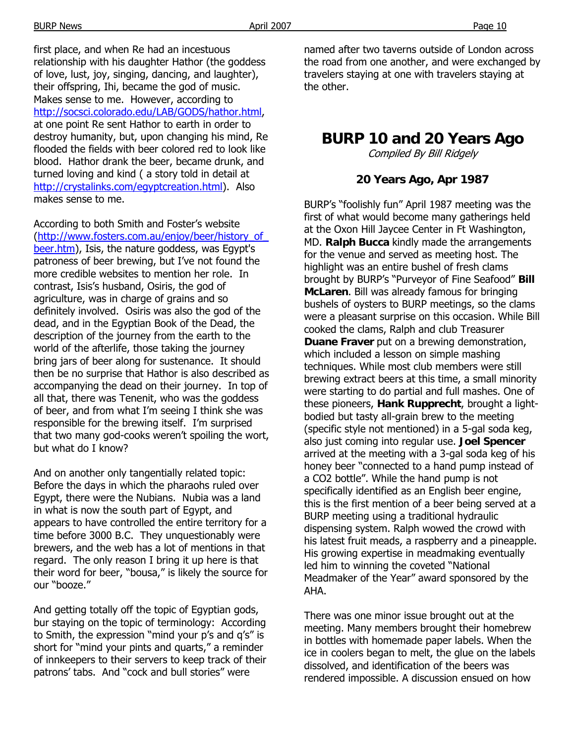first place, and when Re had an incestuous relationship with his daughter Hathor (the goddess of love, lust, joy, singing, dancing, and laughter), their offspring, Ihi, became the god of music. Makes sense to me. However, according to http://socsci.colorado.edu/LAB/GODS/hathor.html, at one point Re sent Hathor to earth in order to destroy humanity, but, upon changing his mind, Re flooded the fields with beer colored red to look like blood. Hathor drank the beer, became drunk, and turned loving and kind ( a story told in detail at http://crystalinks.com/egyptcreation.html). Also makes sense to me.

According to both Smith and Foster's website (http://www.fosters.com.au/enjoy/beer/history_of_beer.htm), Isis, the nature goddess, was Egypt's patroness of beer brewing, but I've not found the more credible websites to mention her role. In contrast, Isis's husband, Osiris, the god of agriculture, was in charge of grains and so definitely involved. Osiris was also the god of the dead, and in the Egyptian Book of the Dead, the description of the journey from the earth to the world of the afterlife, those taking the journey bring jars of beer along for sustenance. It should then be no surprise that Hathor is also described as accompanying the dead on their journey. In top of all that, there was Tenenit, who was the goddess of beer, and from what I'm seeing I think she was responsible for the brewing itself. I'm surprised that two many god-cooks weren't spoiling the wort, but what do I know?

And on another only tangentially related topic: Before the days in which the pharaohs ruled over Egypt, there were the Nubians. Nubia was a land in what is now the south part of Egypt, and appears to have controlled the entire territory for a time before 3000 B.C. They unquestionably were brewers, and the web has a lot of mentions in that regard. The only reason I bring it up here is that their word for beer, "bousa," is likely the source for our "booze."

And getting totally off the topic of Egyptian gods, bur staying on the topic of terminology: According to Smith, the expression "mind your p's and q's" is short for "mind your pints and quarts," a reminder of innkeepers to their servers to keep track of their patrons' tabs. And "cock and bull stories" were named after two taverns outside of London across the road from one another, and were exchanged by travelers staying at one with travelers staying at the other.

# BURP 10 and 20 Years Ago

*Compiled By Bill Ridgely*

### 20 Years Ago, Apr 1987

BURP's "foolishly fun" April 1987 meeting was the first of what would become many gatherings held at the Oxon Hill Jaycee Center in Ft Washington, MD. **Ralph Bucca** kindly made the arrangements for the venue and served as meeting host. The highlight was an entire bushel of fresh clams brought by BURP's "Purveyor of Fine Seafood" **Bill McLaren**. Bill was already famous for bringing bushels of oysters to BURP meetings, so the clams were a pleasant surprise on this occasion. While Bill cooked the clams, Ralph and club Treasurer **Duane Fraver** put on a brewing demonstration, which included a lesson on simple mashing techniques. While most club members were still brewing extract beers at this time, a small minority were starting to do partial and full mashes. One of these pioneers, **Hank Rupprecht**, brought a light-bodied but tasty all-grain brew to the meeting (specific style not mentioned) in a 5-gal soda keg, also just coming into regular use. **Joel Spencer** arrived at the meeting with a 3-gal soda keg of his honey beer "connected to a hand pump instead of a CO2 bottle". While the hand pump is not specifically identified as an English beer engine, this is the first mention of a beer being served at a BURP meeting using a traditional hydraulic dispensing system. Ralph wowed the crowd with his latest fruit meads, a raspberry and a pineapple. His growing expertise in meadmaking eventually led him to winning the coveted "National Meadmaker of the Year" award sponsored by the AHA.

There was one minor issue brought out at the meeting. Many members brought their homebrew in bottles with homemade paper labels. When the ice in coolers began to melt, the glue on the labels dissolved, and identification of the beers was rendered impossible. A discussion ensued on how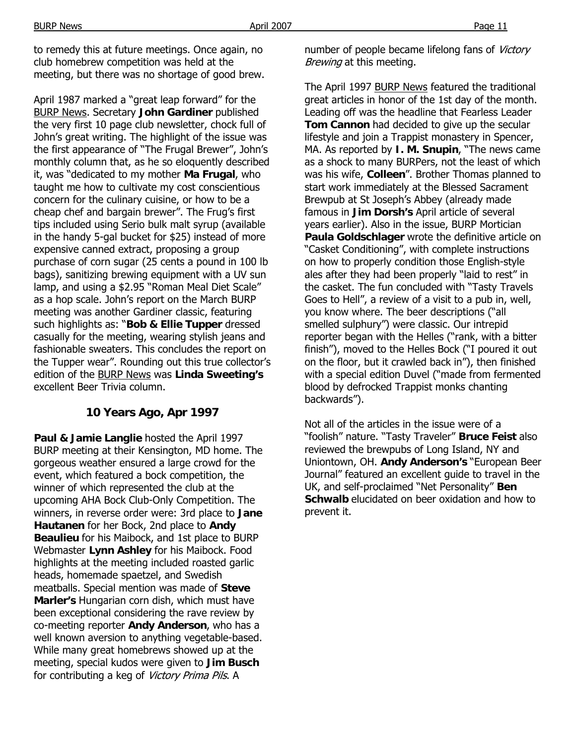to remedy this at future meetings. Once again, no club homebrew competition was held at the meeting, but there was no shortage of good brew.

April 1987 marked a "great leap forward" for the BURP News. Secretary **John Gardiner** published the very first 10 page club newsletter, chock full of John's great writing. The highlight of the issue was the first appearance of "The Frugal Brewer", John's monthly column that, as he so eloquently described it, was "dedicated to my mother **Ma Frugal**, who taught me how to cultivate my cost conscientious concern for the culinary cuisine, or how to be a cheap chef and bargain brewer". The Frug's first tips included using Serio bulk malt syrup (available in the handy 5-gal bucket for $25) instead of more expensive canned extract, proposing a group purchase of corn sugar (25 cents a pound in 100 lb bags), sanitizing brewing equipment with a UV sun lamp, and using a $2.95 "Roman Meal Diet Scale" as a hop scale. John's report on the March BURP meeting was another Gardiner classic, featuring such highlights as: "**Bob & Ellie Tupper** dressed casually for the meeting, wearing stylish jeans and fashionable sweaters. This concludes the report on the Tupper wear". Rounding out this true collector's edition of the BURP News was **Linda Sweeting's** excellent Beer Trivia column.

## 10 Years Ago, Apr 1997

**Paul & Jamie Langlie** hosted the April 1997 BURP meeting at their Kensington, MD home. The gorgeous weather ensured a large crowd for the event, which featured a bock competition, the winner of which represented the club at the upcoming AHA Bock Club-Only Competition. The winners, in reverse order were: 3rd place to **Jane Hautanen** for her Bock, 2nd place to **Andy Beaulieu** for his Maibock, and 1st place to BURP Webmaster **Lynn Ashley** for his Maibock. Food highlights at the meeting included roasted garlic heads, homemade spaetzel, and Swedish meatballs. Special mention was made of **Steve Marler's** Hungarian corn dish, which must have been exceptional considering the rave review by co-meeting reporter **Andy Anderson**, who has a well known aversion to anything vegetable-based. While many great homebrews showed up at the meeting, special kudos were given to **Jim Busch** for contributing a keg of *Victory Prima Pils*. A number of people became lifelong fans of *Victory Brewing* at this meeting.

The April 1997 BURP News featured the traditional great articles in honor of the 1st day of the month. Leading off was the headline that Fearless Leader **Tom Cannon** had decided to give up the secular lifestyle and join a Trappist monastery in Spencer, MA. As reported by **I. M. Snupin**, "The news came as a shock to many BURPers, not the least of which was his wife, **Colleen**". Brother Thomas planned to start work immediately at the Blessed Sacrament Brewpub at St Joseph's Abbey (already made famous in **Jim Dorsh's** April article of several years earlier). Also in the issue, BURP Mortician **Paula Goldschlager** wrote the definitive article on "Casket Conditioning", with complete instructions on how to properly condition those English-style ales after they had been properly "laid to rest" in the casket. The fun concluded with "Tasty Travels Goes to Hell", a review of a visit to a pub in, well, you know where. The beer descriptions ("all smelled sulphury") were classic. Our intrepid reporter began with the Helles ("rank, with a bitter finish"), moved to the Helles Bock ("I poured it out on the floor, but it crawled back in"), then finished with a special edition Duvel ("made from fermented blood by defrocked Trappist monks chanting backwards").

Not all of the articles in the issue were of a "foolish" nature. "Tasty Traveler" **Bruce Feist** also reviewed the brewpubs of Long Island, NY and Uniontown, OH. **Andy Anderson's** "European Beer Journal" featured an excellent guide to travel in the UK, and self-proclaimed "Net Personality" **Ben Schwalb** elucidated on beer oxidation and how to prevent it.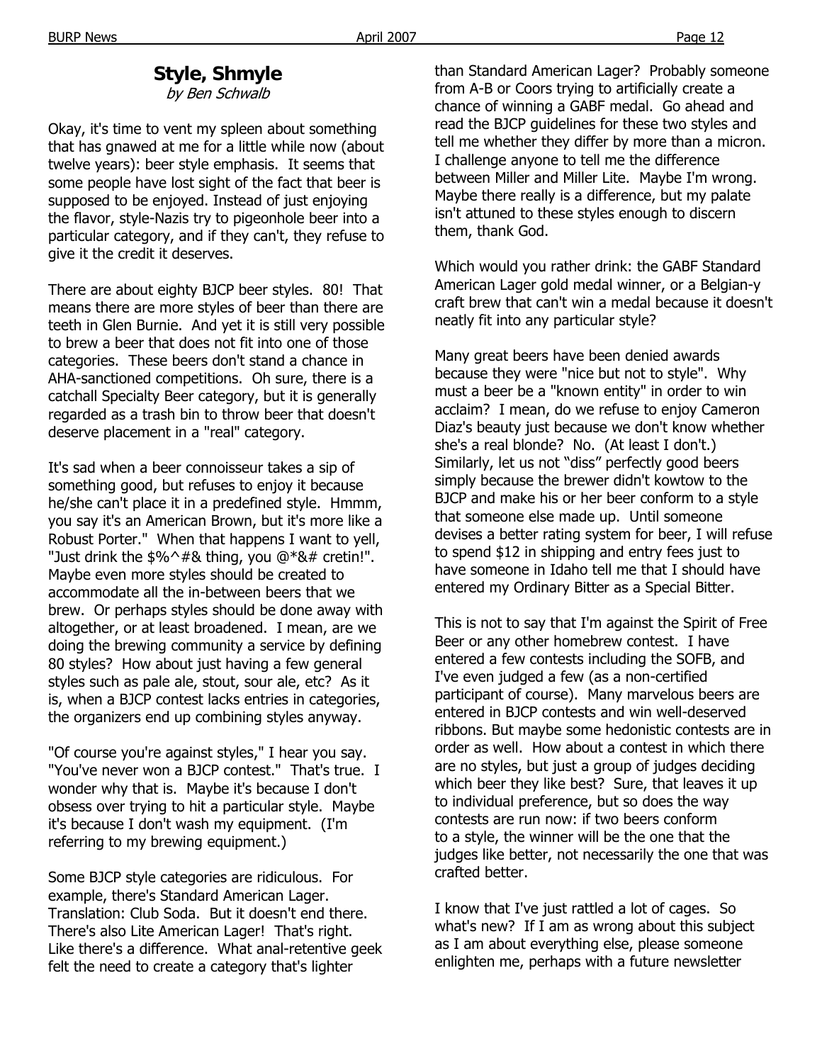## Style, Shmyle

*by Ben Schwalb*

Okay, it's time to vent my spleen about something that has gnawed at me for a little while now (about twelve years): beer style emphasis. It seems that some people have lost sight of the fact that beer is supposed to be enjoyed. Instead of just enjoying the flavor, style-Nazis try to pigeonhole beer into a particular category, and if they can't, they refuse to give it the credit it deserves.

There are about eighty BJCP beer styles. 80! That means there are more styles of beer than there are teeth in Glen Burnie. And yet it is still very possible to brew a beer that does not fit into one of those categories. These beers don't stand a chance in AHA-sanctioned competitions. Oh sure, there is a catchall Specialty Beer category, but it is generally regarded as a trash bin to throw beer that doesn't deserve placement in a "real" category.

It's sad when a beer connoisseur takes a sip of something good, but refuses to enjoy it because he/she can't place it in a predefined style. Hmmm, you say it's an American Brown, but it's more like a Robust Porter." When that happens I want to yell, "Just drink the $%^#& thing, you @*&# cretin!". Maybe even more styles should be created to accommodate all the in-between beers that we brew. Or perhaps styles should be done away with altogether, or at least broadened. I mean, are we doing the brewing community a service by defining 80 styles? How about just having a few general styles such as pale ale, stout, sour ale, etc? As it is, when a BJCP contest lacks entries in categories, the organizers end up combining styles anyway.

"Of course you're against styles," I hear you say. "You've never won a BJCP contest." That's true. I wonder why that is. Maybe it's because I don't obsess over trying to hit a particular style. Maybe it's because I don't wash my equipment. (I'm referring to my brewing equipment.)

Some BJCP style categories are ridiculous. For example, there's Standard American Lager. Translation: Club Soda. But it doesn't end there. There's also Lite American Lager! That's right. Like there's a difference. What anal-retentive geek felt the need to create a category that's lighter than Standard American Lager? Probably someone from A-B or Coors trying to artificially create a chance of winning a GABF medal. Go ahead and read the BJCP guidelines for these two styles and tell me whether they differ by more than a micron. I challenge anyone to tell me the difference between Miller and Miller Lite. Maybe I'm wrong. Maybe there really is a difference, but my palate isn't attuned to these styles enough to discern them, thank God.

Which would you rather drink: the GABF Standard American Lager gold medal winner, or a Belgian-y craft brew that can't win a medal because it doesn't neatly fit into any particular style?

Many great beers have been denied awards because they were "nice but not to style". Why must a beer be a "known entity" in order to win acclaim? I mean, do we refuse to enjoy Cameron Diaz's beauty just because we don't know whether she's a real blonde? No. (At least I don't.) Similarly, let us not "diss" perfectly good beers simply because the brewer didn't kowtow to the BJCP and make his or her beer conform to a style that someone else made up. Until someone devises a better rating system for beer, I will refuse to spend $12 in shipping and entry fees just to have someone in Idaho tell me that I should have entered my Ordinary Bitter as a Special Bitter.

This is not to say that I'm against the Spirit of Free Beer or any other homebrew contest. I have entered a few contests including the SOFB, and I've even judged a few (as a non-certified participant of course). Many marvelous beers are entered in BJCP contests and win well-deserved ribbons. But maybe some hedonistic contests are in order as well. How about a contest in which there are no styles, but just a group of judges deciding which beer they like best? Sure, that leaves it up to individual preference, but so does the way contests are run now: if two beers conform to a style, the winner will be the one that the judges like better, not necessarily the one that was crafted better.

I know that I've just rattled a lot of cages. So what's new? If I am as wrong about this subject as I am about everything else, please someone enlighten me, perhaps with a future newsletter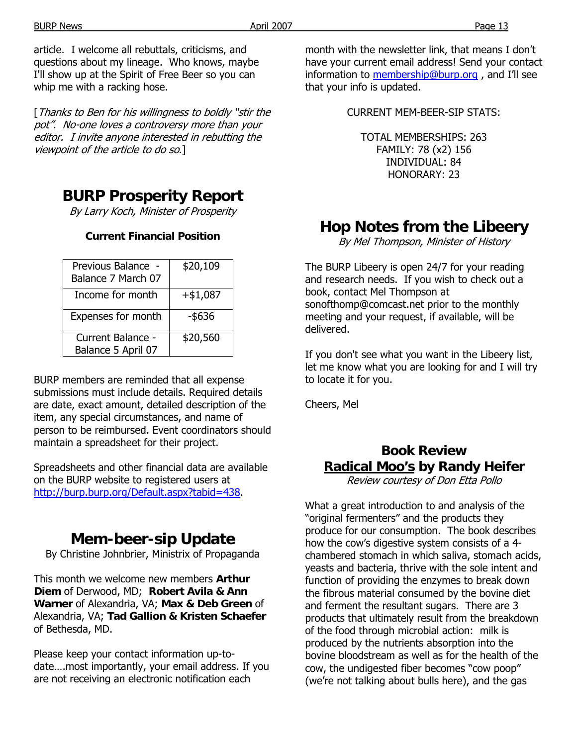article. I welcome all rebuttals, criticisms, and questions about my lineage. Who knows, maybe I'll show up at the Spirit of Free Beer so you can whip me with a racking hose.

[*Thanks to Ben for his willingness to boldly "stir the pot". No-one loves a controversy more than your editor. I invite anyone interested in rebutting the viewpoint of the article to do so.*]

## BURP Prosperity Report

*By Larry Koch, Minister of Prosperity*

**Current Financial Position**

| | |
|---|---|
| Previous Balance - Balance 7 March 07 | $20,109 |
| Income for month | +$1,087 |
| Expenses for month | -$636 |
| Current Balance - Balance 5 April 07 | $20,560 |

BURP members are reminded that all expense submissions must include details. Required details are date, exact amount, detailed description of the item, any special circumstances, and name of person to be reimbursed. Event coordinators should maintain a spreadsheet for their project.

Spreadsheets and other financial data are available on the BURP website to registered users at http://burp.burp.org/Default.aspx?tabid=438.

## Mem-beer-sip Update

By Christine Johnbrier, Ministrix of Propaganda

This month we welcome new members **Arthur Diem** of Derwood, MD; **Robert Avila & Ann Warner** of Alexandria, VA; **Max & Deb Green** of Alexandria, VA; **Tad Gallion & Kristen Schaefer** of Bethesda, MD.

Please keep your contact information up-to-date….most importantly, your email address. If you are not receiving an electronic notification each month with the newsletter link, that means I don't have your current email address! Send your contact information to membership@burp.org , and I'll see that your info is updated.

CURRENT MEM-BEER-SIP STATS:

TOTAL MEMBERSHIPS: 263
FAMILY: 78 (x2) 156
INDIVIDUAL: 84
HONORARY: 23

## Hop Notes from the Libeery

*By Mel Thompson, Minister of History*

The BURP Libeery is open 24/7 for your reading and research needs. If you wish to check out a book, contact Mel Thompson at sonofthomp@comcast.net prior to the monthly meeting and your request, if available, will be delivered.

If you don't see what you want in the Libeery list, let me know what you are looking for and I will try to locate it for you.

Cheers, Mel

## Book Review
## Radical Moo's by Randy Heifer

*Review courtesy of Don Etta Pollo*

What a great introduction to and analysis of the "original fermenters" and the products they produce for our consumption. The book describes how the cow's digestive system consists of a 4-chambered stomach in which saliva, stomach acids, yeasts and bacteria, thrive with the sole intent and function of providing the enzymes to break down the fibrous material consumed by the bovine diet and ferment the resultant sugars. There are 3 products that ultimately result from the breakdown of the food through microbial action: milk is produced by the nutrients absorption into the bovine bloodstream as well as for the health of the cow, the undigested fiber becomes "cow poop" (we're not talking about bulls here), and the gas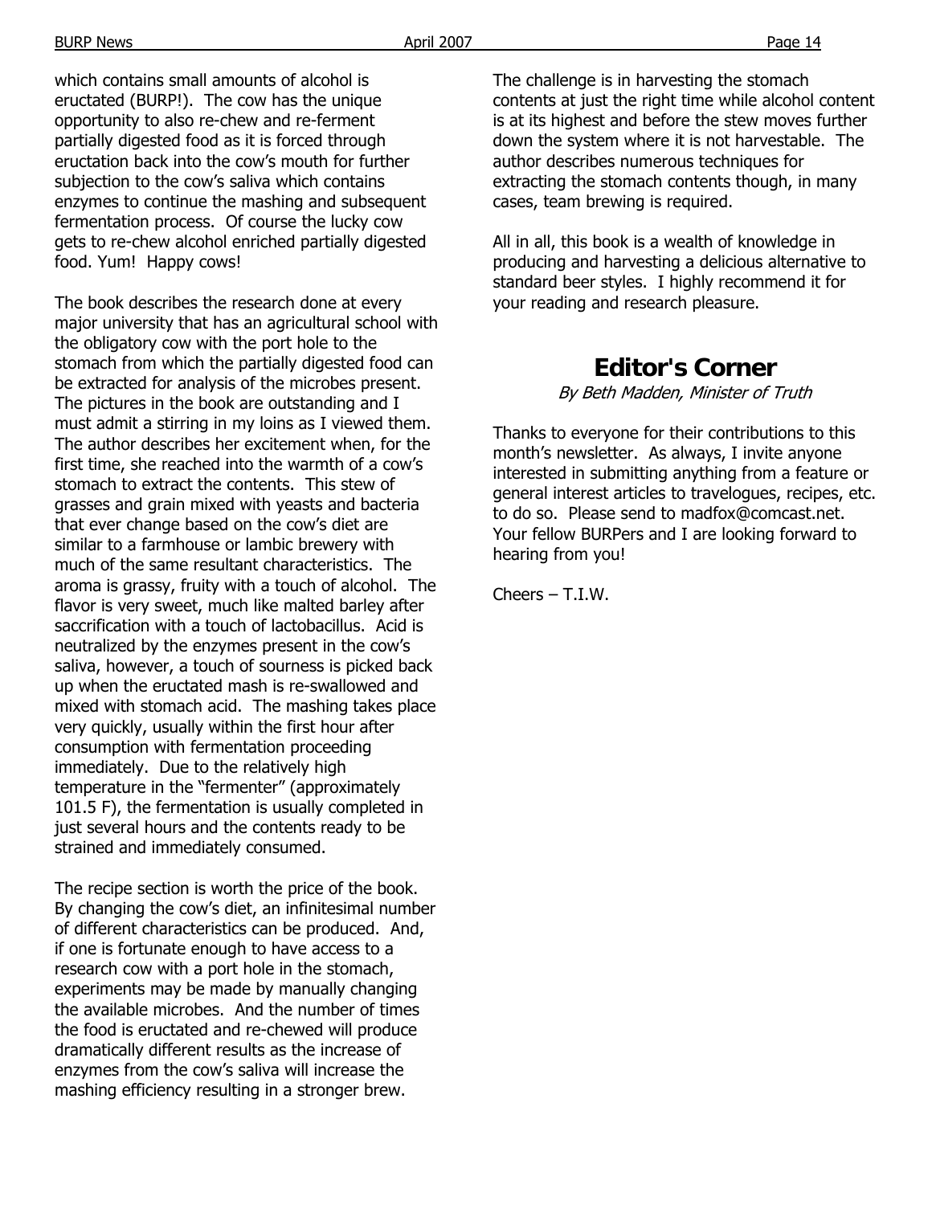which contains small amounts of alcohol is eructated (BURP!). The cow has the unique opportunity to also re-chew and re-ferment partially digested food as it is forced through eructation back into the cow's mouth for further subjection to the cow's saliva which contains enzymes to continue the mashing and subsequent fermentation process. Of course the lucky cow gets to re-chew alcohol enriched partially digested food. Yum! Happy cows!

The book describes the research done at every major university that has an agricultural school with the obligatory cow with the port hole to the stomach from which the partially digested food can be extracted for analysis of the microbes present. The pictures in the book are outstanding and I must admit a stirring in my loins as I viewed them. The author describes her excitement when, for the first time, she reached into the warmth of a cow's stomach to extract the contents. This stew of grasses and grain mixed with yeasts and bacteria that ever change based on the cow's diet are similar to a farmhouse or lambic brewery with much of the same resultant characteristics. The aroma is grassy, fruity with a touch of alcohol. The flavor is very sweet, much like malted barley after saccrification with a touch of lactobacillus. Acid is neutralized by the enzymes present in the cow's saliva, however, a touch of sourness is picked back up when the eructated mash is re-swallowed and mixed with stomach acid. The mashing takes place very quickly, usually within the first hour after consumption with fermentation proceeding immediately. Due to the relatively high temperature in the "fermenter" (approximately 101.5 F), the fermentation is usually completed in just several hours and the contents ready to be strained and immediately consumed.

The recipe section is worth the price of the book. By changing the cow's diet, an infinitesimal number of different characteristics can be produced. And, if one is fortunate enough to have access to a research cow with a port hole in the stomach, experiments may be made by manually changing the available microbes. And the number of times the food is eructated and re-chewed will produce dramatically different results as the increase of enzymes from the cow's saliva will increase the mashing efficiency resulting in a stronger brew.

The challenge is in harvesting the stomach contents at just the right time while alcohol content is at its highest and before the stew moves further down the system where it is not harvestable. The author describes numerous techniques for extracting the stomach contents though, in many cases, team brewing is required.

All in all, this book is a wealth of knowledge in producing and harvesting a delicious alternative to standard beer styles. I highly recommend it for your reading and research pleasure.

## Editor's Corner

*By Beth Madden, Minister of Truth*

Thanks to everyone for their contributions to this month's newsletter. As always, I invite anyone interested in submitting anything from a feature or general interest articles to travelogues, recipes, etc. to do so. Please send to madfox@comcast.net. Your fellow BURPers and I are looking forward to hearing from you!

Cheers – T.I.W.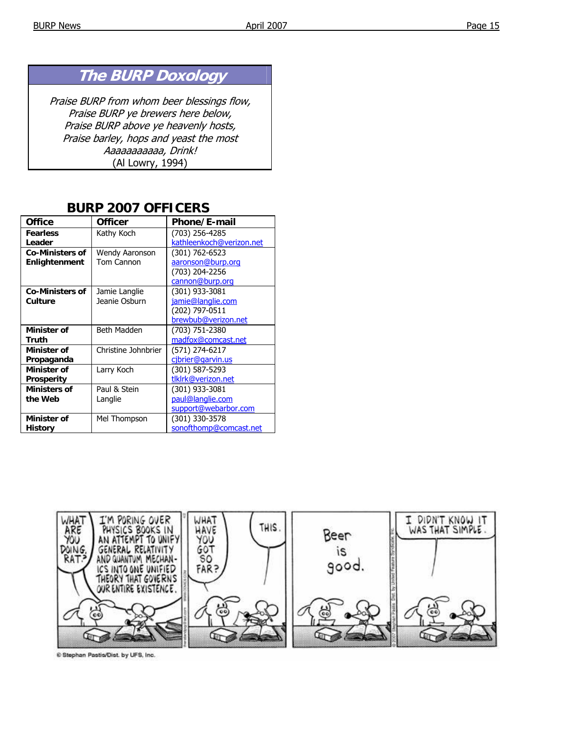## The BURP Doxology

*Praise BURP from whom beer blessings flow,*
*Praise BURP ye brewers here below,*
*Praise BURP above ye heavenly hosts,*
*Praise barley, hops and yeast the most*
*Aaaaaaaaaaa, Drink!*
(Al Lowry, 1994)

## BURP 2007 OFFICERS

| Office | Officer | Phone/E-mail |
|---|---|---|
| **Fearless Leader** | Kathy Koch | (703) 256-4285 kathleenkoch@verizon.net |
| **Co-Ministers of Enlightenment** | Wendy Aaronson Tom Cannon | (301) 762-6523 aaronson@burp.org (703) 204-2256 cannon@burp.org |
| **Co-Ministers of Culture** | Jamie Langlie Jeanie Osburn | (301) 933-3081 jamie@langlie.com (202) 797-0511 brewbub@verizon.net |
| **Minister of Truth** | Beth Madden | (703) 751-2380 madfox@comcast.net |
| **Minister of Propaganda** | Christine Johnbrier | (571) 274-6217 cjbrier@garvin.us |
| **Minister of Prosperity** | Larry Koch | (301) 587-5293 tlklrk@verizon.net |
| **Ministers of the Web** | Paul & Stein Langlie | (301) 933-3081 paul@langlie.com support@webarbor.com |
| **Minister of History** | Mel Thompson | (301) 330-3578 sonofthomp@comcast.net |

© Stephan Pastis/Dist. by UFS, Inc.